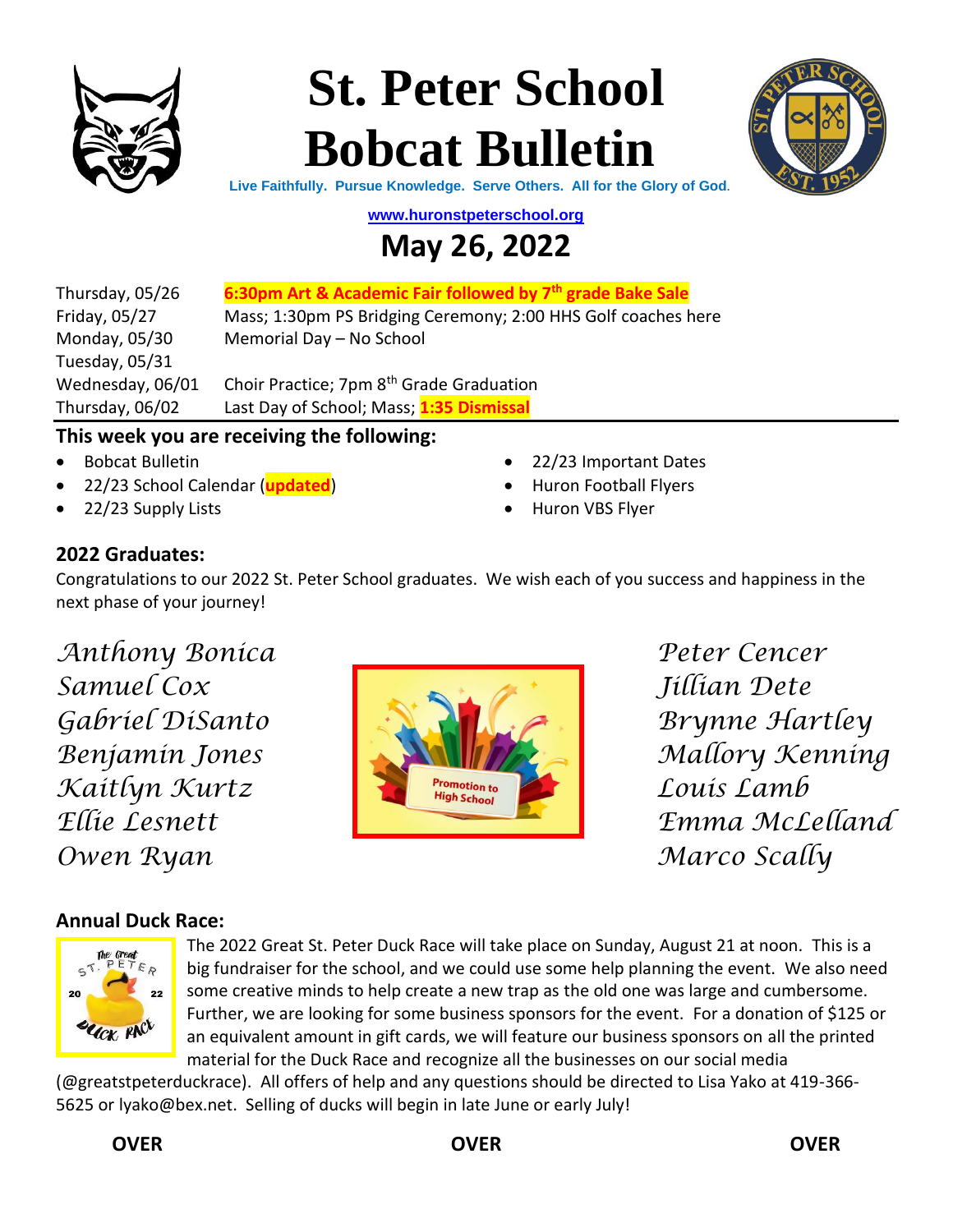# St. Peter School Bobcat Bulletin

**Live Faithfully. Pursue Knowledge. Serve Others. All for the Glory of God.**

www.huronstpeterschool.org

## May 26, 2022

| | |
|---|---|
| Thursday, 05/26 | **6:30pm Art & Academic Fair followed by 7th grade Bake Sale** |
| Friday, 05/27 | Mass; 1:30pm PS Bridging Ceremony; 2:00 HHS Golf coaches here |
| Monday, 05/30 | Memorial Day – No School |
| Tuesday, 05/31 | |
| Wednesday, 06/01 | Choir Practice; 7pm 8th Grade Graduation |
| Thursday, 06/02 | Last Day of School; Mass; **1:35 Dismissal** |

### This week you are receiving the following:

- Bobcat Bulletin
- 22/23 School Calendar (**updated**)
- 22/23 Supply Lists
- 22/23 Important Dates
- Huron Football Flyers
- Huron VBS Flyer

### 2022 Graduates:

Congratulations to our 2022 St. Peter School graduates. We wish each of you success and happiness in the next phase of your journey!

*Anthony Bonica*
*Samuel Cox*
*Gabriel DiSanto*
*Benjamin Jones*
*Kaitlyn Kurtz*
*Ellie Lesnett*
*Owen Ryan*
*Peter Cencer*
*Jillian Dete*
*Brynne Hartley*
*Mallory Kenning*
*Louis Lamb*
*Emma McLelland*
*Marco Scally*

### Annual Duck Race:

The 2022 Great St. Peter Duck Race will take place on Sunday, August 21 at noon. This is a big fundraiser for the school, and we could use some help planning the event. We also need some creative minds to help create a new trap as the old one was large and cumbersome. Further, we are looking for some business sponsors for the event. For a donation of $125 or an equivalent amount in gift cards, we will feature our business sponsors on all the printed material for the Duck Race and recognize all the businesses on our social media (@greatstpeterduckrace). All offers of help and any questions should be directed to Lisa Yako at 419-366-5625 or lyako@bex.net. Selling of ducks will begin in late June or early July!

**OVER** **OVER** **OVER**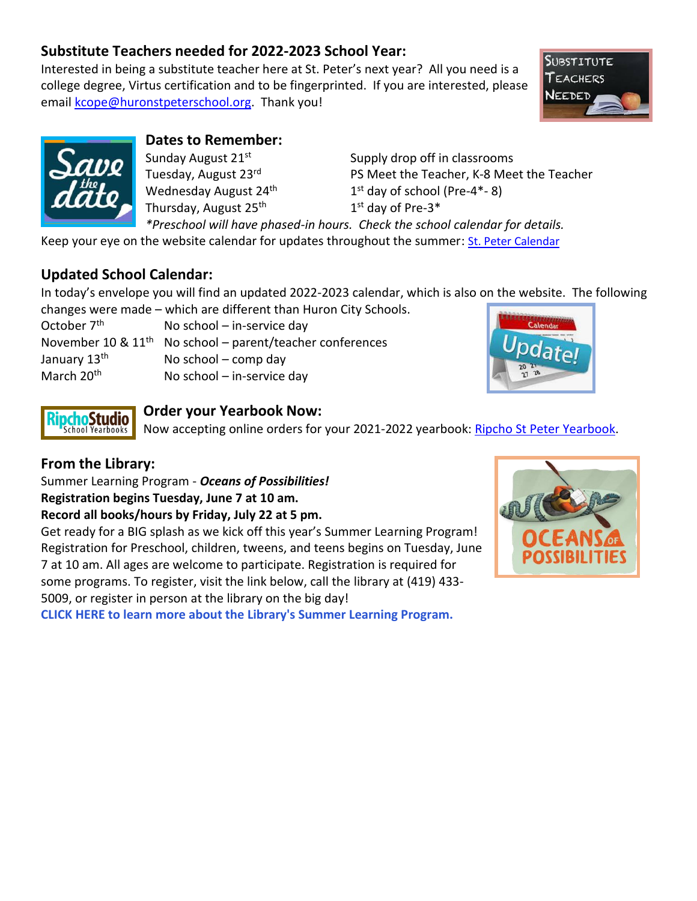## Substitute Teachers needed for 2022-2023 School Year:

Interested in being a substitute teacher here at St. Peter's next year? All you need is a college degree, Virtus certification and to be fingerprinted. If you are interested, please email kcope@huronstpeterschool.org. Thank you!

## Dates to Remember:

| | |
|---|---|
| Sunday August 21st | Supply drop off in classrooms |
| Tuesday, August 23rd | PS Meet the Teacher, K-8 Meet the Teacher |
| Wednesday August 24th | 1st day of school (Pre-4*- 8) |
| Thursday, August 25th | 1st day of Pre-3* |

*\*Preschool will have phased-in hours. Check the school calendar for details.*

Keep your eye on the website calendar for updates throughout the summer: St. Peter Calendar

## Updated School Calendar:

In today's envelope you will find an updated 2022-2023 calendar, which is also on the website. The following changes were made – which are different than Huron City Schools.

| | |
|---|---|
| October 7th | No school – in-service day |
| November 10 & 11th | No school – parent/teacher conferences |
| January 13th | No school – comp day |
| March 20th | No school – in-service day |

## Order your Yearbook Now:

Now accepting online orders for your 2021-2022 yearbook: Ripcho St Peter Yearbook.

## From the Library:

Summer Learning Program - ***Oceans of Possibilities!***

**Registration begins Tuesday, June 7 at 10 am.**

**Record all books/hours by Friday, July 22 at 5 pm.**

Get ready for a BIG splash as we kick off this year's Summer Learning Program! Registration for Preschool, children, tweens, and teens begins on Tuesday, June 7 at 10 am. All ages are welcome to participate. Registration is required for some programs. To register, visit the link below, call the library at (419) 433-5009, or register in person at the library on the big day!

**CLICK HERE to learn more about the Library's Summer Learning Program.**